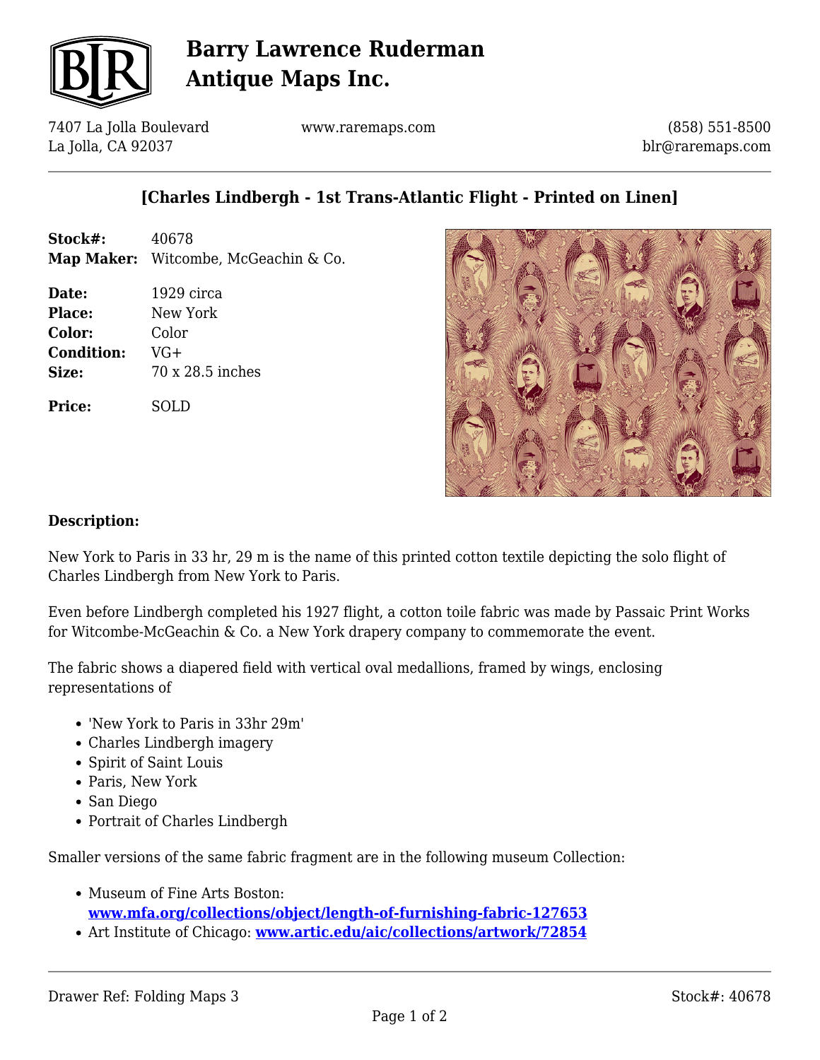# Barry Lawrence Ruderman Antique Maps Inc.

7407 La Jolla Boulevard
La Jolla, CA 92037

www.raremaps.com

(858) 551-8500
blr@raremaps.com

## [Charles Lindbergh - 1st Trans-Atlantic Flight - Printed on Linen]

**Stock#:** 40678
**Map Maker:** Witcombe, McGeachin & Co.

**Date:** 1929 circa
**Place:** New York
**Color:** Color
**Condition:** VG+
**Size:** 70 x 28.5 inches

**Price:** SOLD

### Description:

New York to Paris in 33 hr, 29 m is the name of this printed cotton textile depicting the solo flight of Charles Lindbergh from New York to Paris.

Even before Lindbergh completed his 1927 flight, a cotton toile fabric was made by Passaic Print Works for Witcombe-McGeachin & Co. a New York drapery company to commemorate the event.

The fabric shows a diapered field with vertical oval medallions, framed by wings, enclosing representations of

- 'New York to Paris in 33hr 29m'
- Charles Lindbergh imagery
- Spirit of Saint Louis
- Paris, New York
- San Diego
- Portrait of Charles Lindbergh

Smaller versions of the same fabric fragment are in the following museum Collection:

- Museum of Fine Arts Boston: **www.mfa.org/collections/object/length-of-furnishing-fabric-127653**
- Art Institute of Chicago: **www.artic.edu/aic/collections/artwork/72854**

Drawer Ref: Folding Maps 3

Stock#: 40678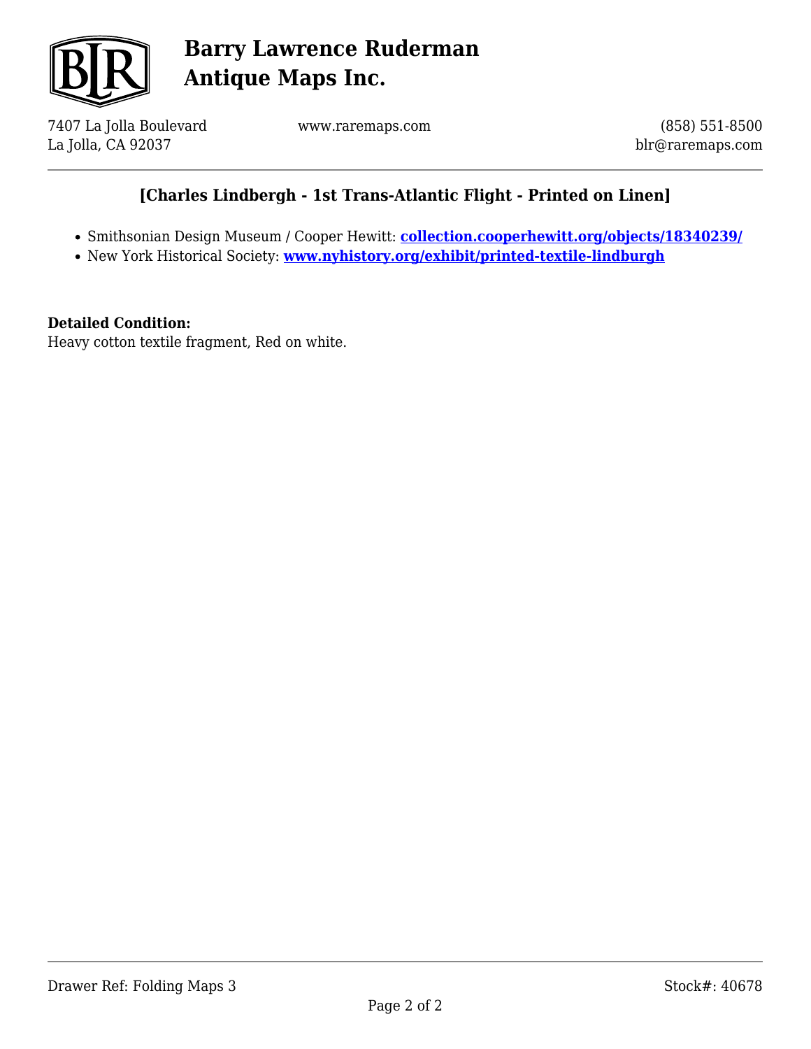## [Charles Lindbergh - 1st Trans-Atlantic Flight - Printed on Linen]

- Smithsonian Design Museum / Cooper Hewitt: **collection.cooperhewitt.org/objects/18340239/**
- New York Historical Society: **www.nyhistory.org/exhibit/printed-textile-lindburgh**

**Detailed Condition:**
Heavy cotton textile fragment, Red on white.